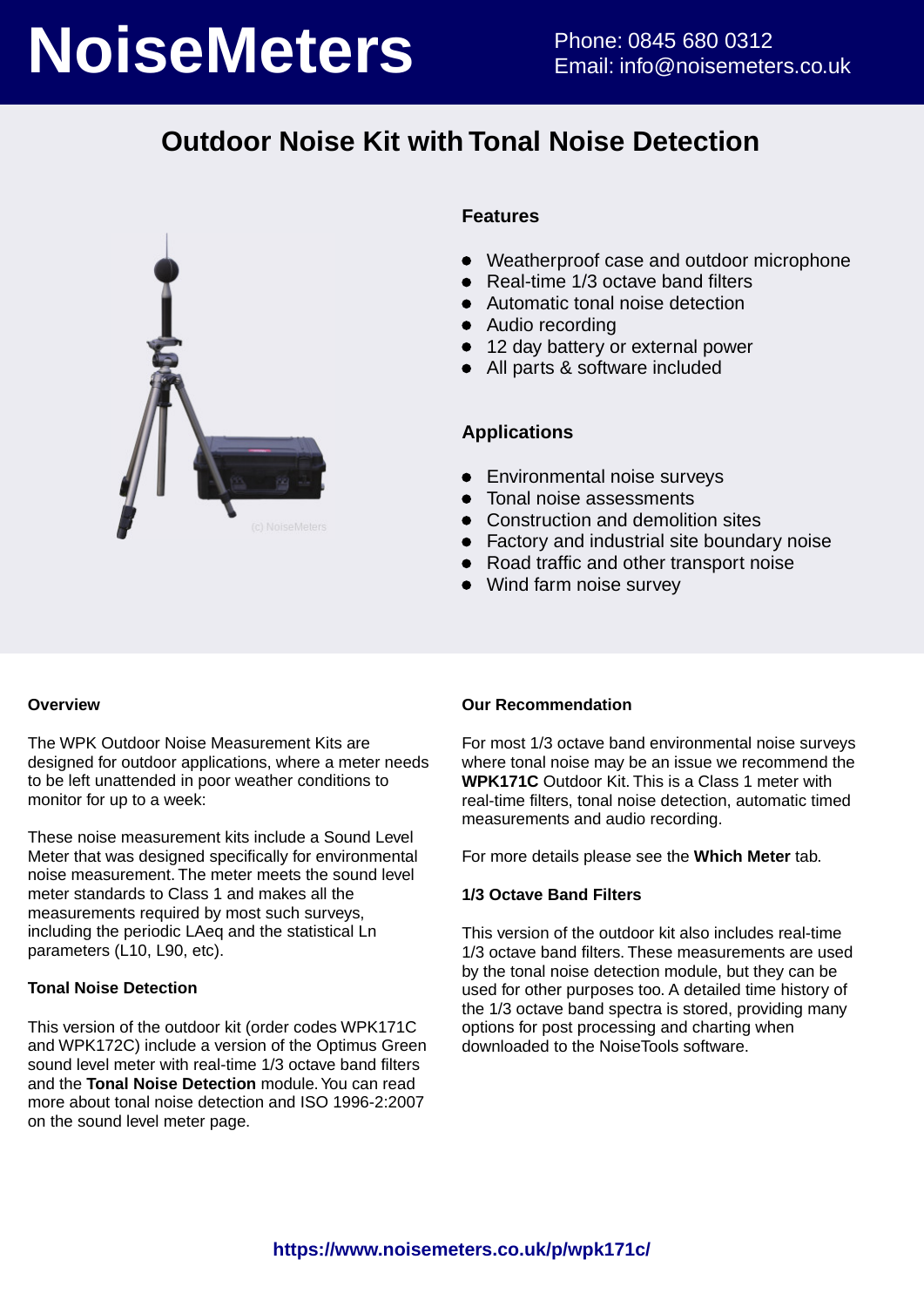# NoiseMeters

Phone: 0845 680 0312
Email: info@noisemeters.co.uk

## Outdoor Noise Kit with Tonal Noise Detection

(c) NoiseMeters

### Features

- Weatherproof case and outdoor microphone
- Real-time 1/3 octave band filters
- Automatic tonal noise detection
- Audio recording
- 12 day battery or external power
- All parts & software included

### Applications

- Environmental noise surveys
- Tonal noise assessments
- Construction and demolition sites
- Factory and industrial site boundary noise
- Road traffic and other transport noise
- Wind farm noise survey

#### Overview

The WPK Outdoor Noise Measurement Kits are designed for outdoor applications, where a meter needs to be left unattended in poor weather conditions to monitor for up to a week:

These noise measurement kits include a Sound Level Meter that was designed specifically for environmental noise measurement. The meter meets the sound level meter standards to Class 1 and makes all the measurements required by most such surveys, including the periodic LAeq and the statistical Ln parameters (L10, L90, etc).

#### Tonal Noise Detection

This version of the outdoor kit (order codes WPK171C and WPK172C) include a version of the Optimus Green sound level meter with real-time 1/3 octave band filters and the **Tonal Noise Detection** module. You can read more about tonal noise detection and ISO 1996-2:2007 on the sound level meter page.

#### Our Recommendation

For most 1/3 octave band environmental noise surveys where tonal noise may be an issue we recommend the **WPK171C** Outdoor Kit. This is a Class 1 meter with real-time filters, tonal noise detection, automatic timed measurements and audio recording.

For more details please see the **Which Meter** tab.

#### 1/3 Octave Band Filters

This version of the outdoor kit also includes real-time 1/3 octave band filters. These measurements are used by the tonal noise detection module, but they can be used for other purposes too. A detailed time history of the 1/3 octave band spectra is stored, providing many options for post processing and charting when downloaded to the NoiseTools software.

**https://www.noisemeters.co.uk/p/wpk171c/**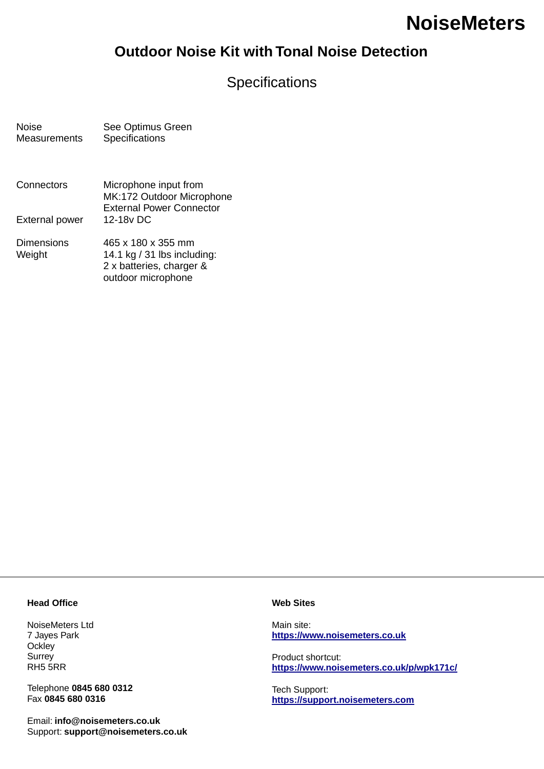# NoiseMeters

## Outdoor Noise Kit with Tonal Noise Detection

### Specifications

| | |
|---|---|
| Noise Measurements | See Optimus Green Specifications |
| Connectors | Microphone input from MK:172 Outdoor Microphone<br>External Power Connector |
| External power | 12-18v DC |
| Dimensions | 465 x 180 x 355 mm |
| Weight | 14.1 kg / 31 lbs including: 2 x batteries, charger & outdoor microphone |

**Head Office**

NoiseMeters Ltd
7 Jayes Park
Ockley
Surrey
RH5 5RR

Telephone **0845 680 0312**
Fax **0845 680 0316**

Email: **info@noisemeters.co.uk**
Support: **support@noisemeters.co.uk**

**Web Sites**

Main site:
**https://www.noisemeters.co.uk**

Product shortcut:
**https://www.noisemeters.co.uk/p/wpk171c/**

Tech Support:
**https://support.noisemeters.com**